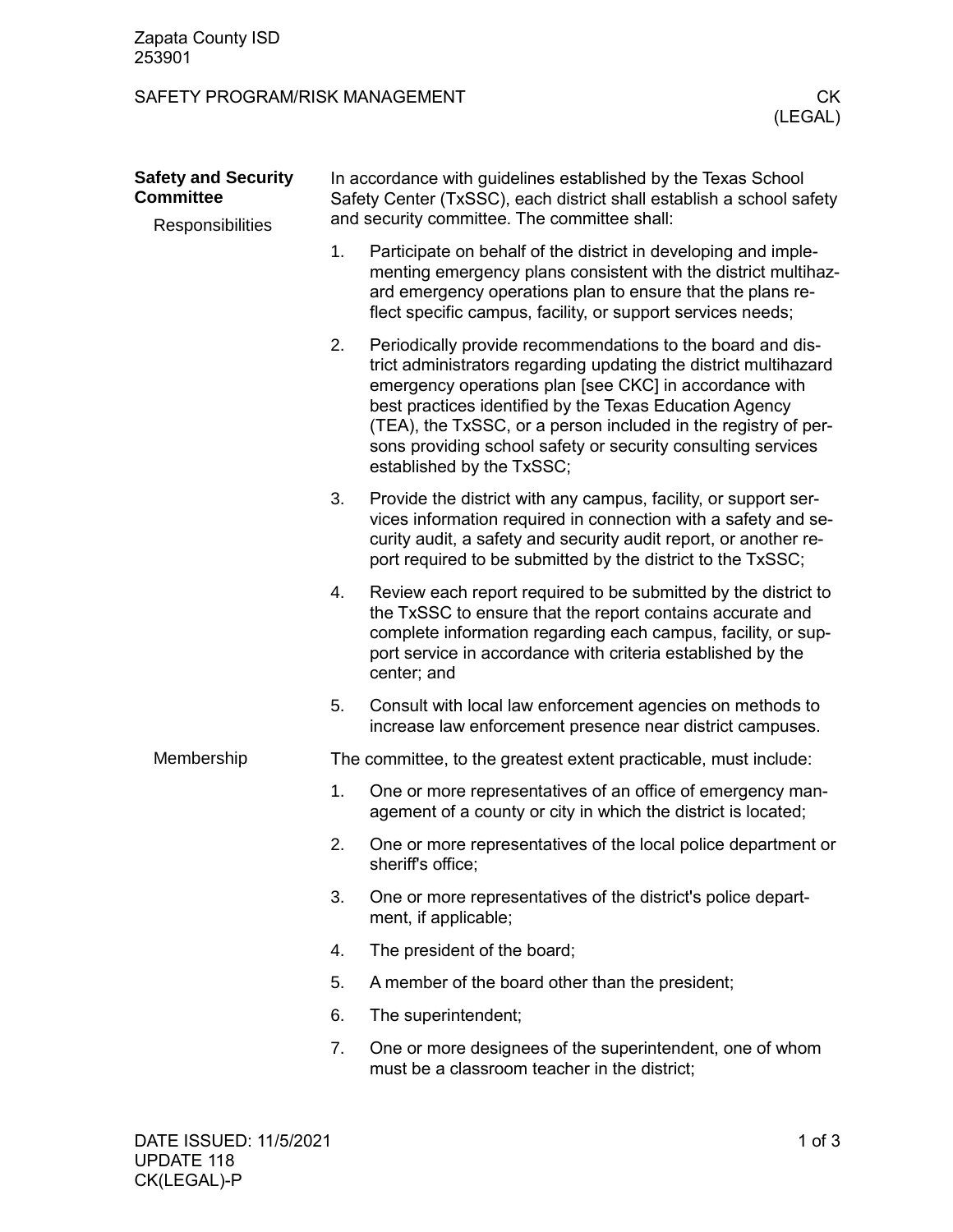Zapata County ISD
253901

SAFETY PROGRAM/RISK MANAGEMENT — CK (LEGAL)

## Safety and Security Committee

### Responsibilities

In accordance with guidelines established by the Texas School Safety Center (TxSSC), each district shall establish a school safety and security committee. The committee shall:

1. Participate on behalf of the district in developing and implementing emergency plans consistent with the district multihazard emergency operations plan to ensure that the plans reflect specific campus, facility, or support services needs;
2. Periodically provide recommendations to the board and district administrators regarding updating the district multihazard emergency operations plan [see CKC] in accordance with best practices identified by the Texas Education Agency (TEA), the TxSSC, or a person included in the registry of persons providing school safety or security consulting services established by the TxSSC;
3. Provide the district with any campus, facility, or support services information required in connection with a safety and security audit, a safety and security audit report, or another report required to be submitted by the district to the TxSSC;
4. Review each report required to be submitted by the district to the TxSSC to ensure that the report contains accurate and complete information regarding each campus, facility, or support service in accordance with criteria established by the center; and
5. Consult with local law enforcement agencies on methods to increase law enforcement presence near district campuses.

### Membership

The committee, to the greatest extent practicable, must include:

1. One or more representatives of an office of emergency management of a county or city in which the district is located;
2. One or more representatives of the local police department or sheriff's office;
3. One or more representatives of the district's police department, if applicable;
4. The president of the board;
5. A member of the board other than the president;
6. The superintendent;
7. One or more designees of the superintendent, one of whom must be a classroom teacher in the district;

DATE ISSUED: 11/5/2021
UPDATE 118
CK(LEGAL)-P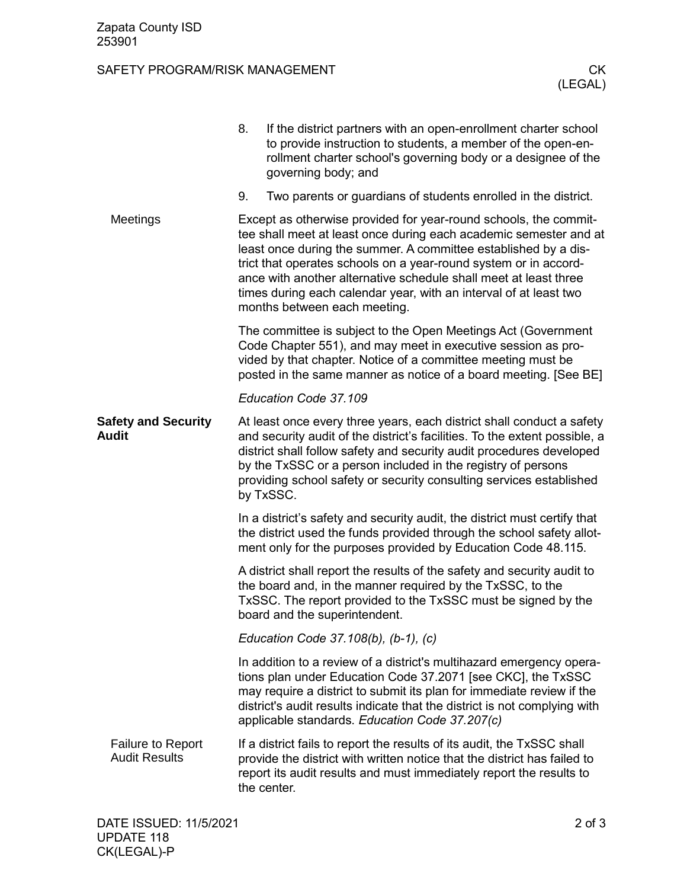8. If the district partners with an open-enrollment charter school to provide instruction to students, a member of the open-enrollment charter school's governing body or a designee of the governing body; and
9. Two parents or guardians of students enrolled in the district.

### Meetings

Except as otherwise provided for year-round schools, the committee shall meet at least once during each academic semester and at least once during the summer. A committee established by a district that operates schools on a year-round system or in accordance with another alternative schedule shall meet at least three times during each calendar year, with an interval of at least two months between each meeting.

The committee is subject to the Open Meetings Act (Government Code Chapter 551), and may meet in executive session as provided by that chapter. Notice of a committee meeting must be posted in the same manner as notice of a board meeting. [See BE]

*Education Code 37.109*

## Safety and Security Audit

At least once every three years, each district shall conduct a safety and security audit of the district's facilities. To the extent possible, a district shall follow safety and security audit procedures developed by the TxSSC or a person included in the registry of persons providing school safety or security consulting services established by TxSSC.

In a district's safety and security audit, the district must certify that the district used the funds provided through the school safety allotment only for the purposes provided by Education Code 48.115.

A district shall report the results of the safety and security audit to the board and, in the manner required by the TxSSC, to the TxSSC. The report provided to the TxSSC must be signed by the board and the superintendent.

*Education Code 37.108(b), (b-1), (c)*

In addition to a review of a district's multihazard emergency operations plan under Education Code 37.2071 [see CKC], the TxSSC may require a district to submit its plan for immediate review if the district's audit results indicate that the district is not complying with applicable standards. *Education Code 37.207(c)*

### Failure to Report Audit Results

If a district fails to report the results of its audit, the TxSSC shall provide the district with written notice that the district has failed to report its audit results and must immediately report the results to the center.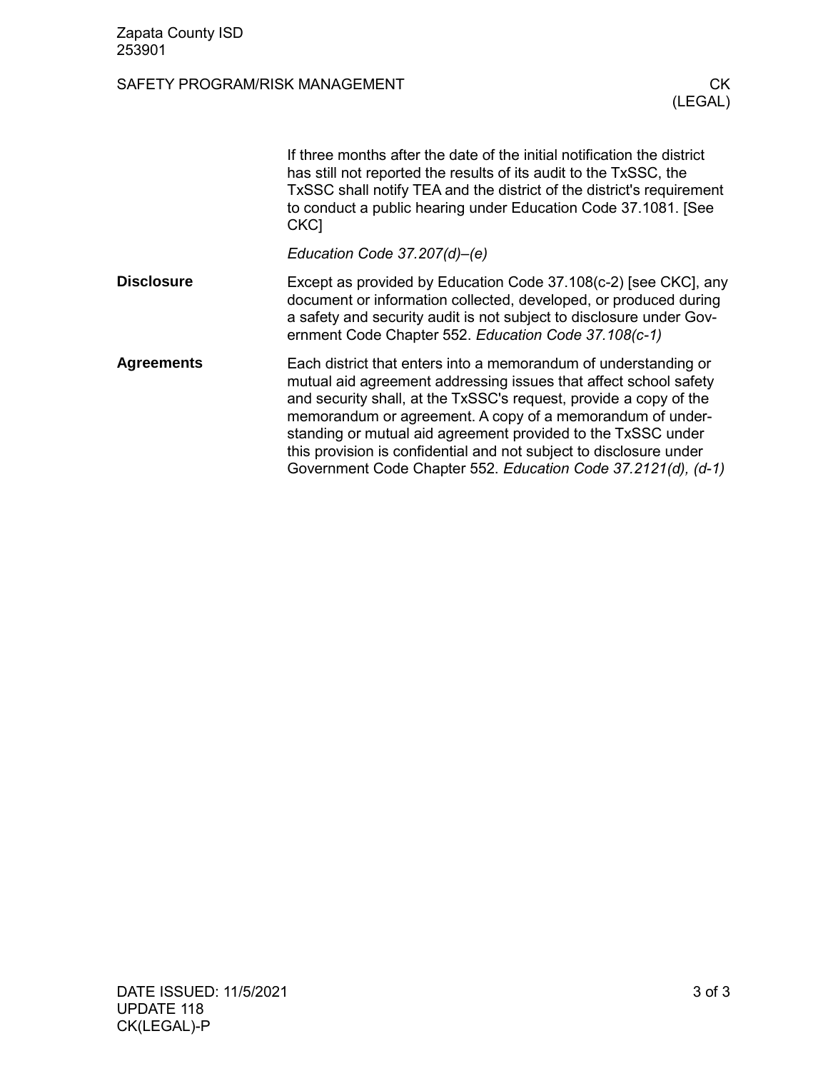If three months after the date of the initial notification the district has still not reported the results of its audit to the TxSSC, the TxSSC shall notify TEA and the district of the district's requirement to conduct a public hearing under Education Code 37.1081. [See CKC]

*Education Code 37.207(d)–(e)*

**Disclosure**

Except as provided by Education Code 37.108(c-2) [see CKC], any document or information collected, developed, or produced during a safety and security audit is not subject to disclosure under Government Code Chapter 552. *Education Code 37.108(c-1)*

**Agreements**

Each district that enters into a memorandum of understanding or mutual aid agreement addressing issues that affect school safety and security shall, at the TxSSC's request, provide a copy of the memorandum or agreement. A copy of a memorandum of understanding or mutual aid agreement provided to the TxSSC under this provision is confidential and not subject to disclosure under Government Code Chapter 552. *Education Code 37.2121(d), (d-1)*